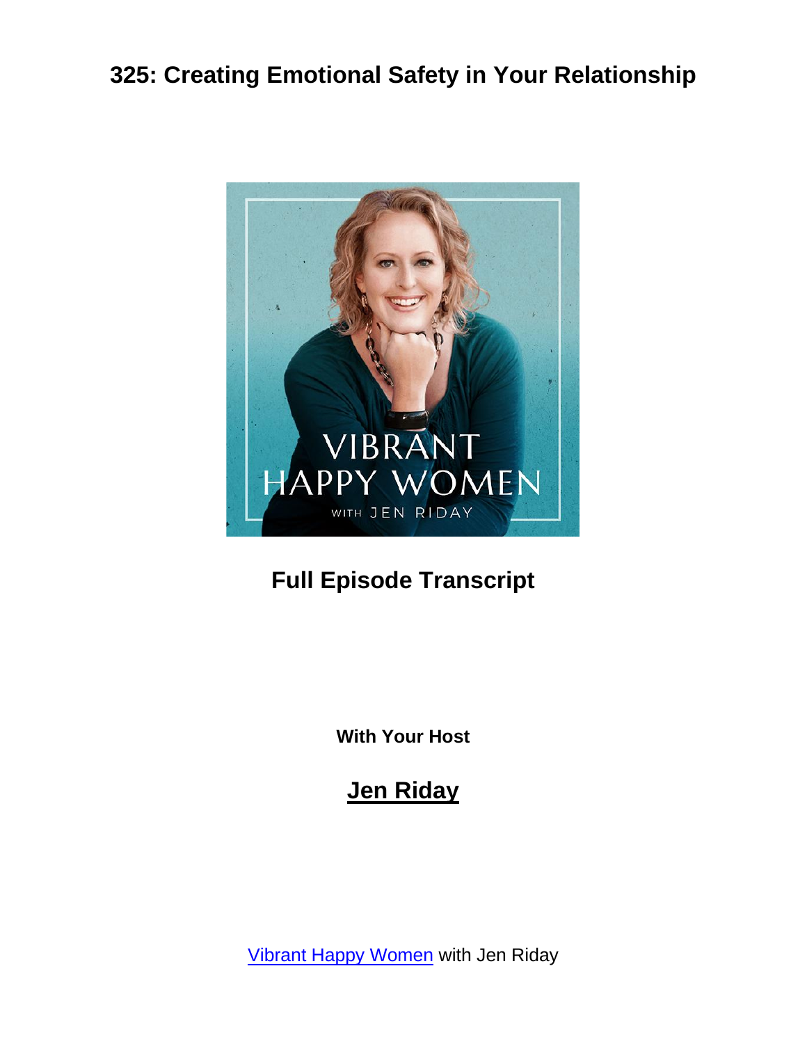# 325: Creating Emotional Safety in Your Relationship

## Full Episode Transcript

**With Your Host**

## Jen Riday

[Vibrant Happy Women](Vibrant Happy Women) with Jen Riday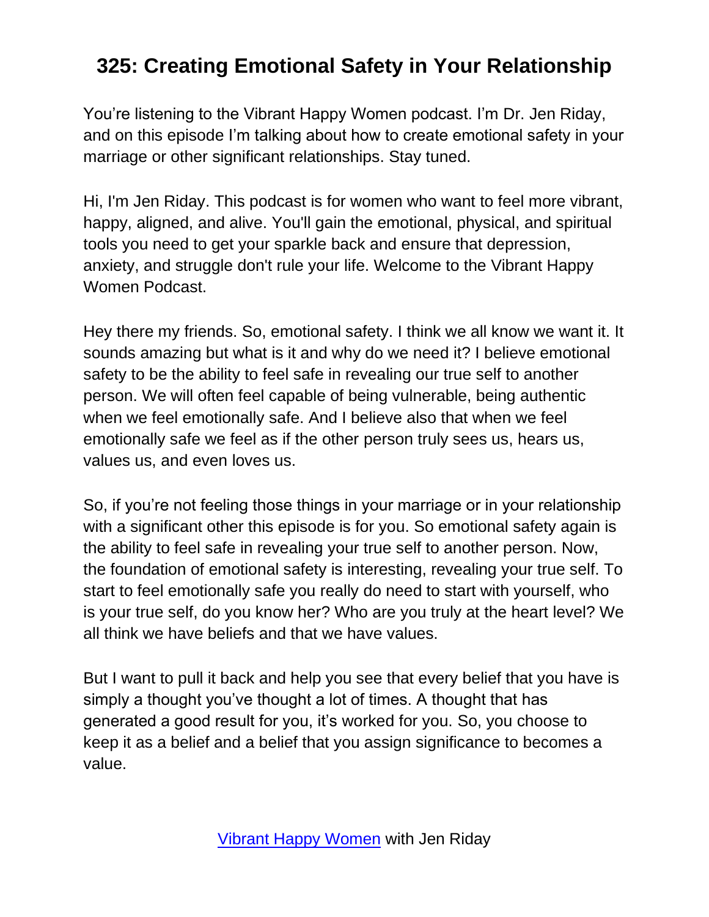# 325: Creating Emotional Safety in Your Relationship

You're listening to the Vibrant Happy Women podcast. I'm Dr. Jen Riday, and on this episode I'm talking about how to create emotional safety in your marriage or other significant relationships. Stay tuned.

Hi, I'm Jen Riday. This podcast is for women who want to feel more vibrant, happy, aligned, and alive. You'll gain the emotional, physical, and spiritual tools you need to get your sparkle back and ensure that depression, anxiety, and struggle don't rule your life. Welcome to the Vibrant Happy Women Podcast.

Hey there my friends. So, emotional safety. I think we all know we want it. It sounds amazing but what is it and why do we need it? I believe emotional safety to be the ability to feel safe in revealing our true self to another person. We will often feel capable of being vulnerable, being authentic when we feel emotionally safe. And I believe also that when we feel emotionally safe we feel as if the other person truly sees us, hears us, values us, and even loves us.

So, if you're not feeling those things in your marriage or in your relationship with a significant other this episode is for you. So emotional safety again is the ability to feel safe in revealing your true self to another person. Now, the foundation of emotional safety is interesting, revealing your true self. To start to feel emotionally safe you really do need to start with yourself, who is your true self, do you know her? Who are you truly at the heart level? We all think we have beliefs and that we have values.

But I want to pull it back and help you see that every belief that you have is simply a thought you've thought a lot of times. A thought that has generated a good result for you, it's worked for you. So, you choose to keep it as a belief and a belief that you assign significance to becomes a value.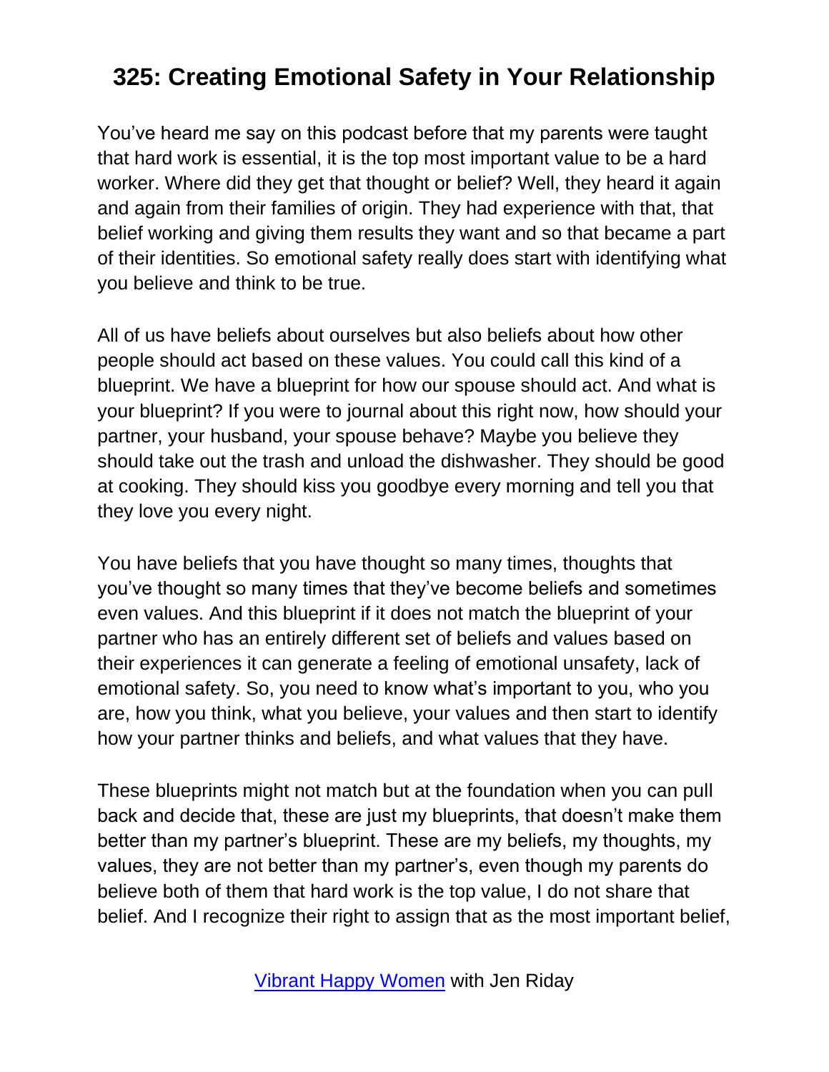# 325: Creating Emotional Safety in Your Relationship

You've heard me say on this podcast before that my parents were taught that hard work is essential, it is the top most important value to be a hard worker. Where did they get that thought or belief? Well, they heard it again and again from their families of origin. They had experience with that, that belief working and giving them results they want and so that became a part of their identities. So emotional safety really does start with identifying what you believe and think to be true.

All of us have beliefs about ourselves but also beliefs about how other people should act based on these values. You could call this kind of a blueprint. We have a blueprint for how our spouse should act. And what is your blueprint? If you were to journal about this right now, how should your partner, your husband, your spouse behave? Maybe you believe they should take out the trash and unload the dishwasher. They should be good at cooking. They should kiss you goodbye every morning and tell you that they love you every night.

You have beliefs that you have thought so many times, thoughts that you've thought so many times that they've become beliefs and sometimes even values. And this blueprint if it does not match the blueprint of your partner who has an entirely different set of beliefs and values based on their experiences it can generate a feeling of emotional unsafety, lack of emotional safety. So, you need to know what's important to you, who you are, how you think, what you believe, your values and then start to identify how your partner thinks and beliefs, and what values that they have.

These blueprints might not match but at the foundation when you can pull back and decide that, these are just my blueprints, that doesn't make them better than my partner's blueprint. These are my beliefs, my thoughts, my values, they are not better than my partner's, even though my parents do believe both of them that hard work is the top value, I do not share that belief. And I recognize their right to assign that as the most important belief,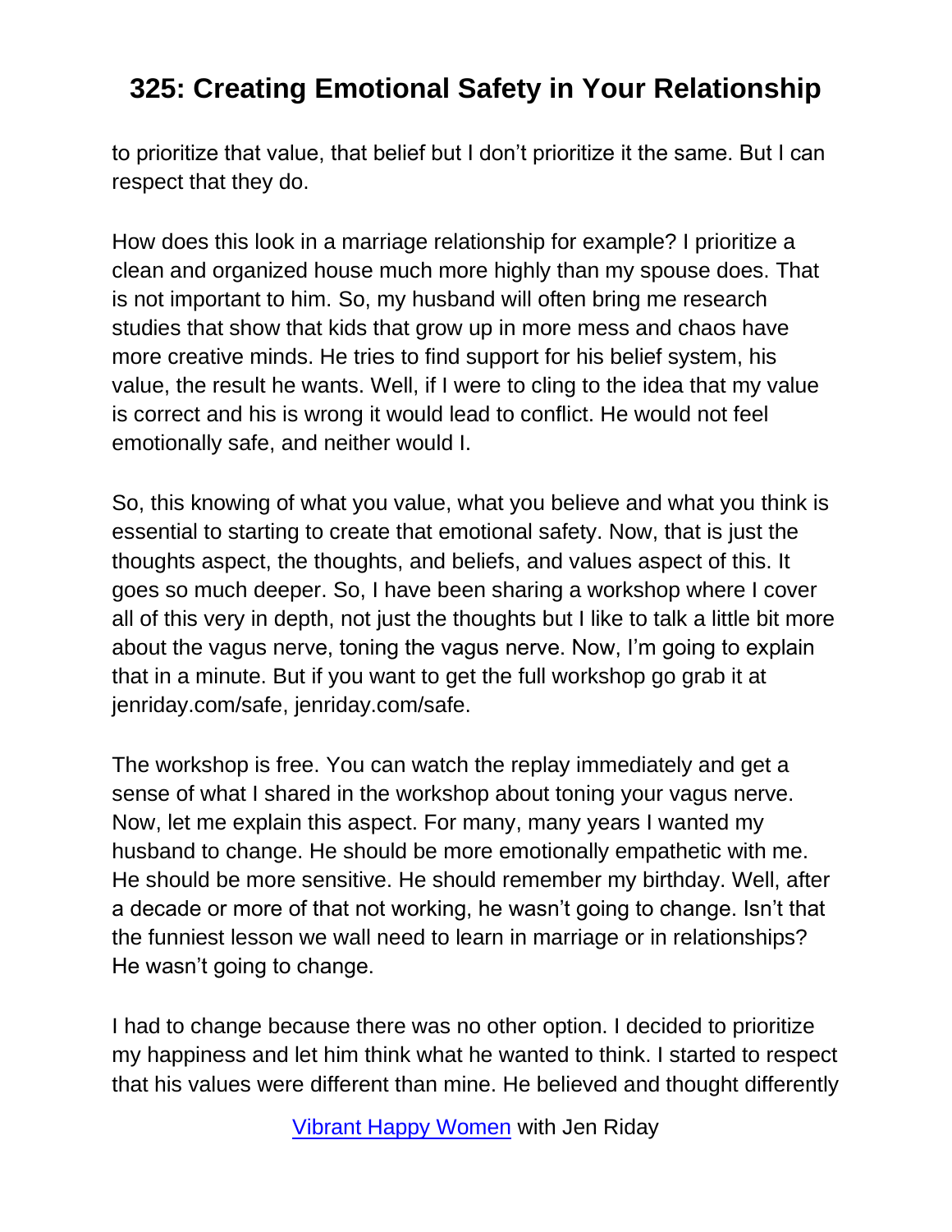to prioritize that value, that belief but I don't prioritize it the same. But I can respect that they do.

How does this look in a marriage relationship for example? I prioritize a clean and organized house much more highly than my spouse does. That is not important to him. So, my husband will often bring me research studies that show that kids that grow up in more mess and chaos have more creative minds. He tries to find support for his belief system, his value, the result he wants. Well, if I were to cling to the idea that my value is correct and his is wrong it would lead to conflict. He would not feel emotionally safe, and neither would I.

So, this knowing of what you value, what you believe and what you think is essential to starting to create that emotional safety. Now, that is just the thoughts aspect, the thoughts, and beliefs, and values aspect of this. It goes so much deeper. So, I have been sharing a workshop where I cover all of this very in depth, not just the thoughts but I like to talk a little bit more about the vagus nerve, toning the vagus nerve. Now, I'm going to explain that in a minute. But if you want to get the full workshop go grab it at jenriday.com/safe, jenriday.com/safe.

The workshop is free. You can watch the replay immediately and get a sense of what I shared in the workshop about toning your vagus nerve. Now, let me explain this aspect. For many, many years I wanted my husband to change. He should be more emotionally empathetic with me. He should be more sensitive. He should remember my birthday. Well, after a decade or more of that not working, he wasn't going to change. Isn't that the funniest lesson we wall need to learn in marriage or in relationships? He wasn't going to change.

I had to change because there was no other option. I decided to prioritize my happiness and let him think what he wanted to think. I started to respect that his values were different than mine. He believed and thought differently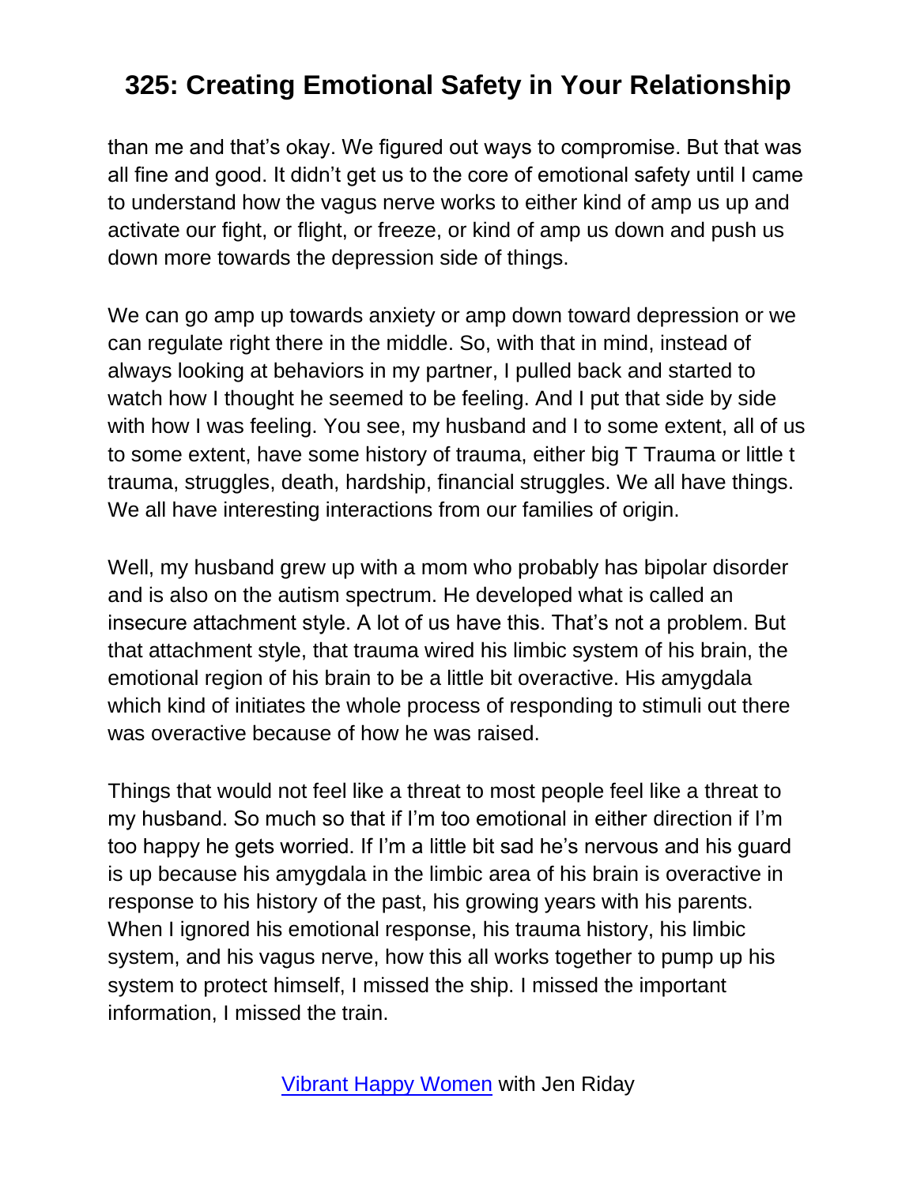than me and that's okay. We figured out ways to compromise. But that was all fine and good. It didn't get us to the core of emotional safety until I came to understand how the vagus nerve works to either kind of amp us up and activate our fight, or flight, or freeze, or kind of amp us down and push us down more towards the depression side of things.

We can go amp up towards anxiety or amp down toward depression or we can regulate right there in the middle. So, with that in mind, instead of always looking at behaviors in my partner, I pulled back and started to watch how I thought he seemed to be feeling. And I put that side by side with how I was feeling. You see, my husband and I to some extent, all of us to some extent, have some history of trauma, either big T Trauma or little t trauma, struggles, death, hardship, financial struggles. We all have things. We all have interesting interactions from our families of origin.

Well, my husband grew up with a mom who probably has bipolar disorder and is also on the autism spectrum. He developed what is called an insecure attachment style. A lot of us have this. That's not a problem. But that attachment style, that trauma wired his limbic system of his brain, the emotional region of his brain to be a little bit overactive. His amygdala which kind of initiates the whole process of responding to stimuli out there was overactive because of how he was raised.

Things that would not feel like a threat to most people feel like a threat to my husband. So much so that if I'm too emotional in either direction if I'm too happy he gets worried. If I'm a little bit sad he's nervous and his guard is up because his amygdala in the limbic area of his brain is overactive in response to his history of the past, his growing years with his parents. When I ignored his emotional response, his trauma history, his limbic system, and his vagus nerve, how this all works together to pump up his system to protect himself, I missed the ship. I missed the important information, I missed the train.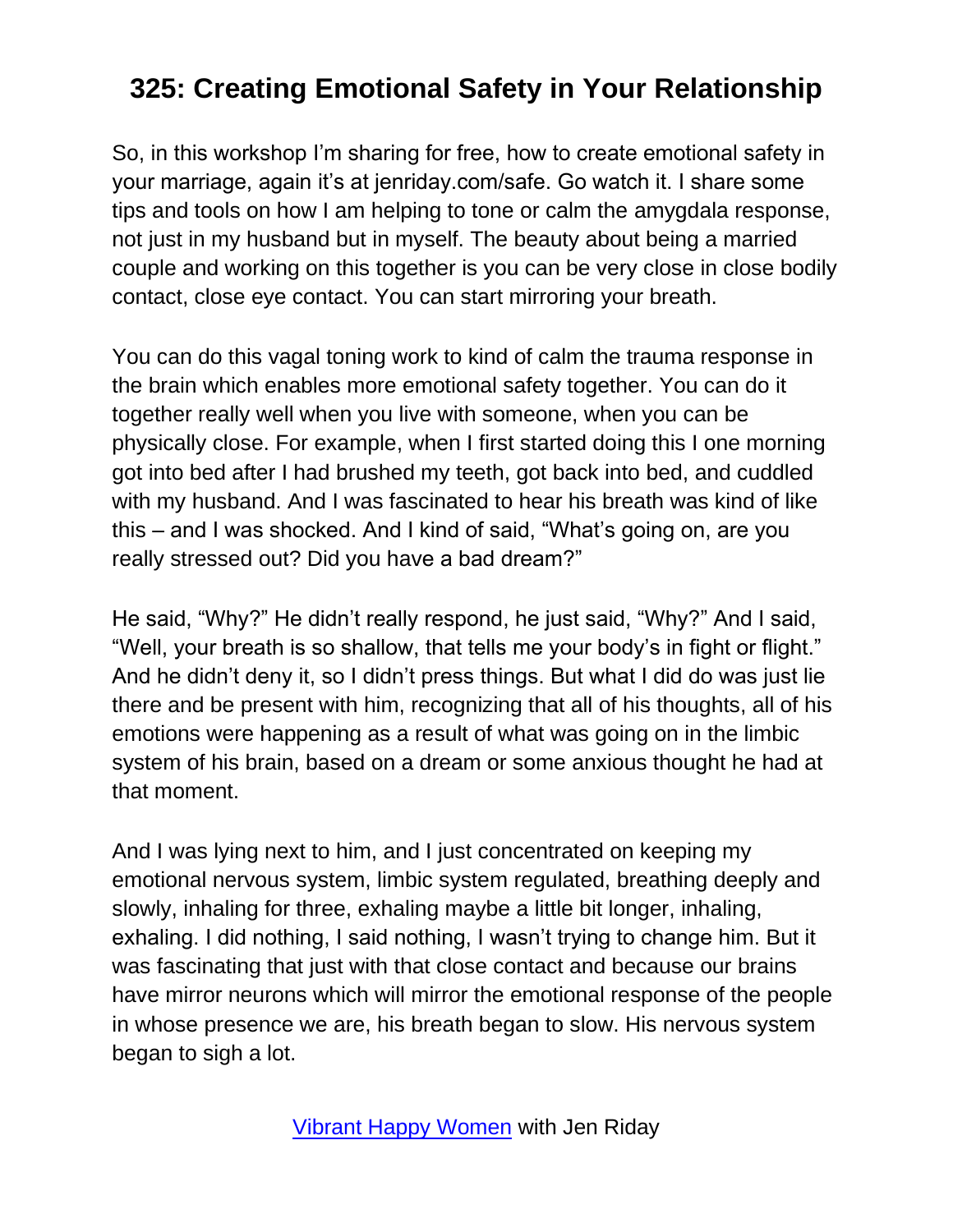# 325: Creating Emotional Safety in Your Relationship

So, in this workshop I'm sharing for free, how to create emotional safety in your marriage, again it's at jenriday.com/safe. Go watch it. I share some tips and tools on how I am helping to tone or calm the amygdala response, not just in my husband but in myself. The beauty about being a married couple and working on this together is you can be very close in close bodily contact, close eye contact. You can start mirroring your breath.

You can do this vagal toning work to kind of calm the trauma response in the brain which enables more emotional safety together. You can do it together really well when you live with someone, when you can be physically close. For example, when I first started doing this I one morning got into bed after I had brushed my teeth, got back into bed, and cuddled with my husband. And I was fascinated to hear his breath was kind of like this – and I was shocked. And I kind of said, "What's going on, are you really stressed out? Did you have a bad dream?"

He said, "Why?" He didn't really respond, he just said, "Why?" And I said, "Well, your breath is so shallow, that tells me your body's in fight or flight." And he didn't deny it, so I didn't press things. But what I did do was just lie there and be present with him, recognizing that all of his thoughts, all of his emotions were happening as a result of what was going on in the limbic system of his brain, based on a dream or some anxious thought he had at that moment.

And I was lying next to him, and I just concentrated on keeping my emotional nervous system, limbic system regulated, breathing deeply and slowly, inhaling for three, exhaling maybe a little bit longer, inhaling, exhaling. I did nothing, I said nothing, I wasn't trying to change him. But it was fascinating that just with that close contact and because our brains have mirror neurons which will mirror the emotional response of the people in whose presence we are, his breath began to slow. His nervous system began to sigh a lot.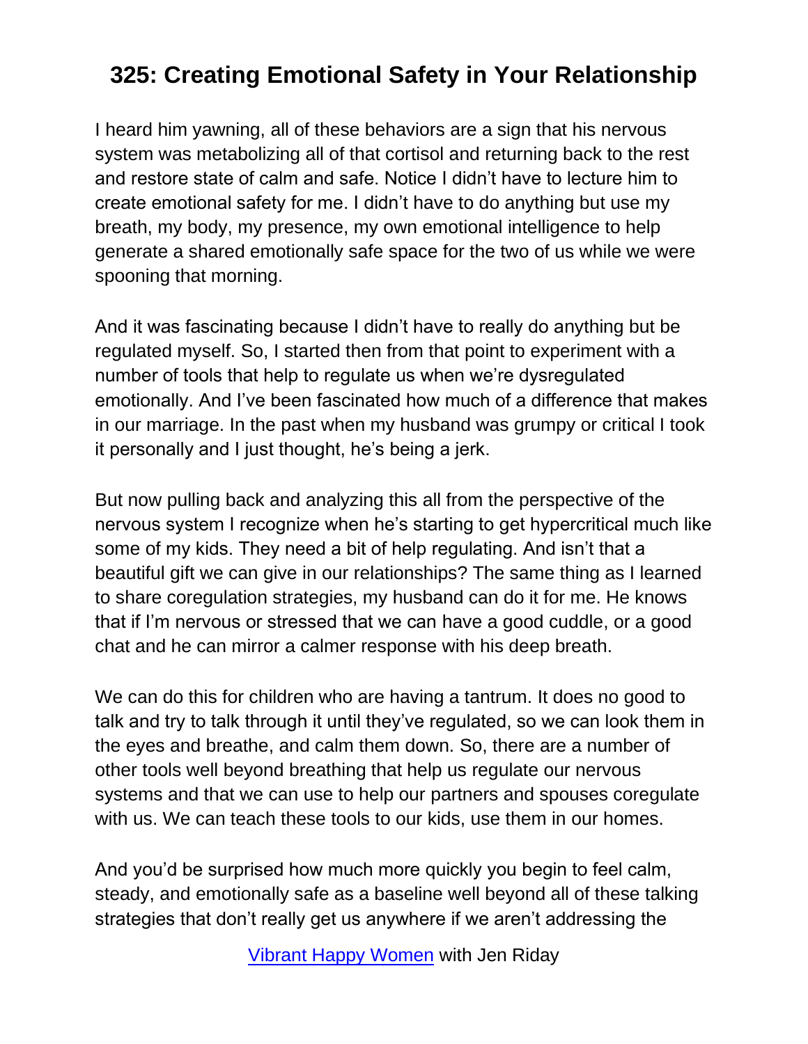I heard him yawning, all of these behaviors are a sign that his nervous system was metabolizing all of that cortisol and returning back to the rest and restore state of calm and safe. Notice I didn't have to lecture him to create emotional safety for me. I didn't have to do anything but use my breath, my body, my presence, my own emotional intelligence to help generate a shared emotionally safe space for the two of us while we were spooning that morning.

And it was fascinating because I didn't have to really do anything but be regulated myself. So, I started then from that point to experiment with a number of tools that help to regulate us when we're dysregulated emotionally. And I've been fascinated how much of a difference that makes in our marriage. In the past when my husband was grumpy or critical I took it personally and I just thought, he's being a jerk.

But now pulling back and analyzing this all from the perspective of the nervous system I recognize when he's starting to get hypercritical much like some of my kids. They need a bit of help regulating. And isn't that a beautiful gift we can give in our relationships? The same thing as I learned to share coregulation strategies, my husband can do it for me. He knows that if I'm nervous or stressed that we can have a good cuddle, or a good chat and he can mirror a calmer response with his deep breath.

We can do this for children who are having a tantrum. It does no good to talk and try to talk through it until they've regulated, so we can look them in the eyes and breathe, and calm them down. So, there are a number of other tools well beyond breathing that help us regulate our nervous systems and that we can use to help our partners and spouses coregulate with us. We can teach these tools to our kids, use them in our homes.

And you'd be surprised how much more quickly you begin to feel calm, steady, and emotionally safe as a baseline well beyond all of these talking strategies that don't really get us anywhere if we aren't addressing the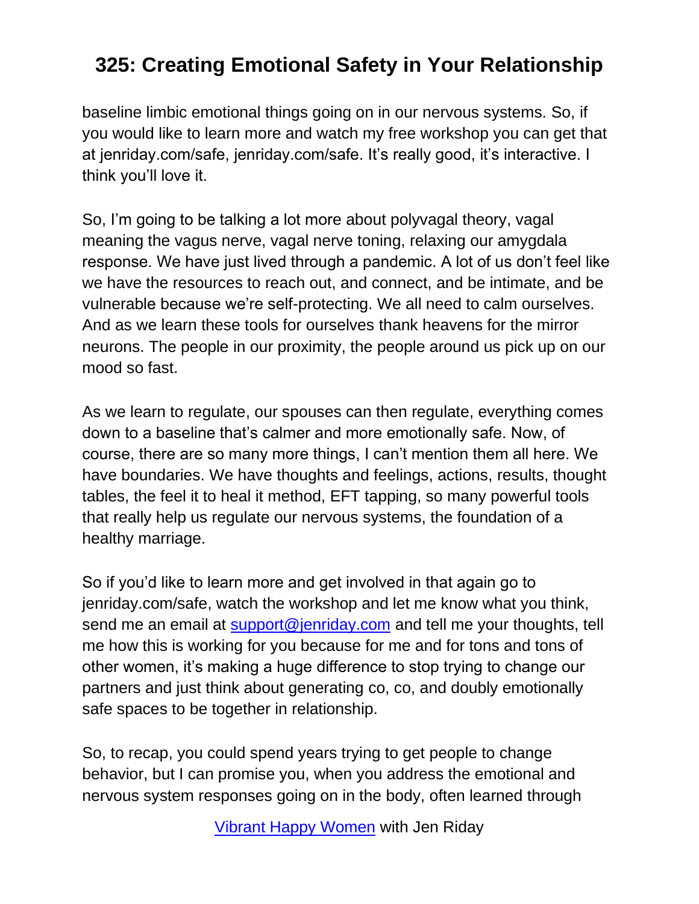baseline limbic emotional things going on in our nervous systems. So, if you would like to learn more and watch my free workshop you can get that at jenriday.com/safe, jenriday.com/safe. It's really good, it's interactive. I think you'll love it.

So, I'm going to be talking a lot more about polyvagal theory, vagal meaning the vagus nerve, vagal nerve toning, relaxing our amygdala response. We have just lived through a pandemic. A lot of us don't feel like we have the resources to reach out, and connect, and be intimate, and be vulnerable because we're self-protecting. We all need to calm ourselves. And as we learn these tools for ourselves thank heavens for the mirror neurons. The people in our proximity, the people around us pick up on our mood so fast.

As we learn to regulate, our spouses can then regulate, everything comes down to a baseline that's calmer and more emotionally safe. Now, of course, there are so many more things, I can't mention them all here. We have boundaries. We have thoughts and feelings, actions, results, thought tables, the feel it to heal it method, EFT tapping, so many powerful tools that really help us regulate our nervous systems, the foundation of a healthy marriage.

So if you'd like to learn more and get involved in that again go to jenriday.com/safe, watch the workshop and let me know what you think, send me an email at [support@jenriday.com](mailto:support@jenriday.com) and tell me your thoughts, tell me how this is working for you because for me and for tons and tons of other women, it's making a huge difference to stop trying to change our partners and just think about generating co, co, and doubly emotionally safe spaces to be together in relationship.

So, to recap, you could spend years trying to get people to change behavior, but I can promise you, when you address the emotional and nervous system responses going on in the body, often learned through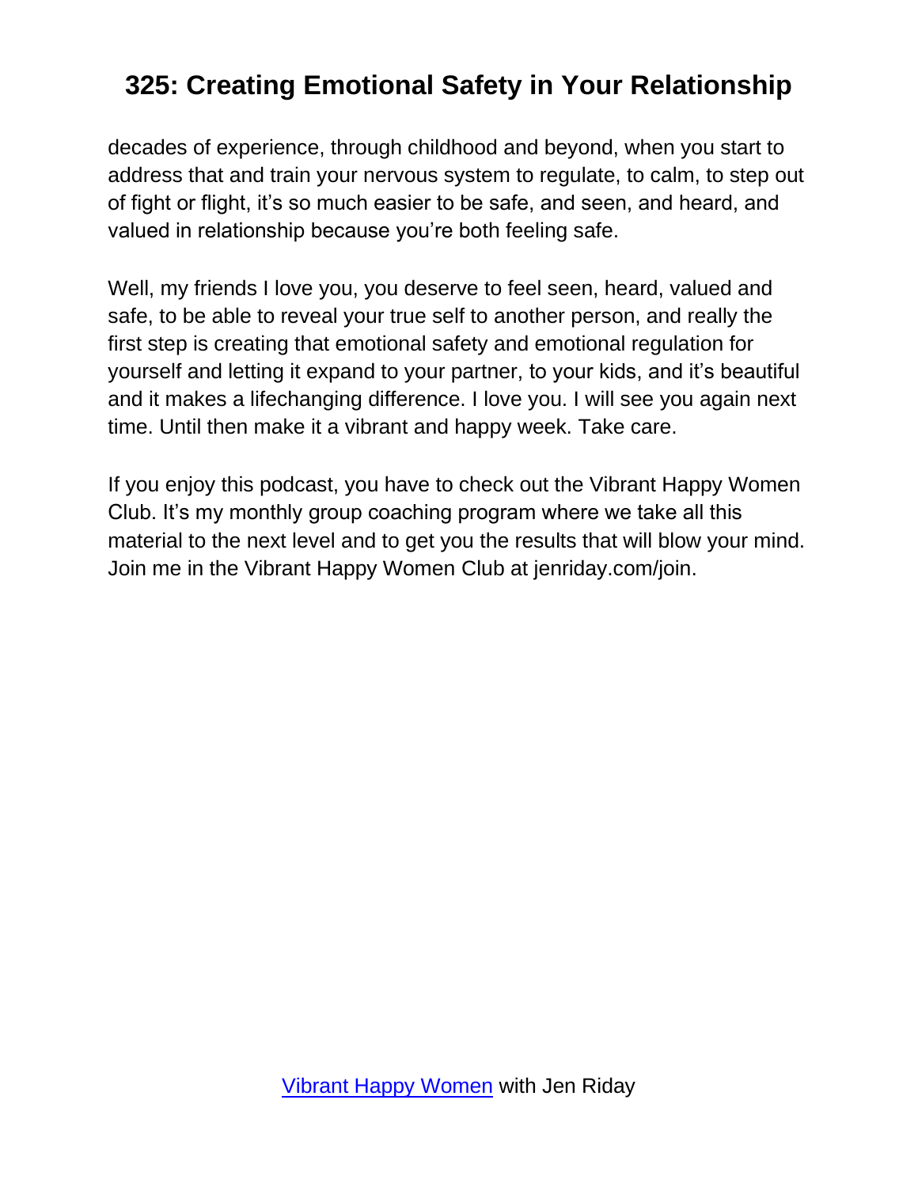decades of experience, through childhood and beyond, when you start to address that and train your nervous system to regulate, to calm, to step out of fight or flight, it's so much easier to be safe, and seen, and heard, and valued in relationship because you're both feeling safe.

Well, my friends I love you, you deserve to feel seen, heard, valued and safe, to be able to reveal your true self to another person, and really the first step is creating that emotional safety and emotional regulation for yourself and letting it expand to your partner, to your kids, and it's beautiful and it makes a lifechanging difference. I love you. I will see you again next time. Until then make it a vibrant and happy week. Take care.

If you enjoy this podcast, you have to check out the Vibrant Happy Women Club. It's my monthly group coaching program where we take all this material to the next level and to get you the results that will blow your mind. Join me in the Vibrant Happy Women Club at jenriday.com/join.